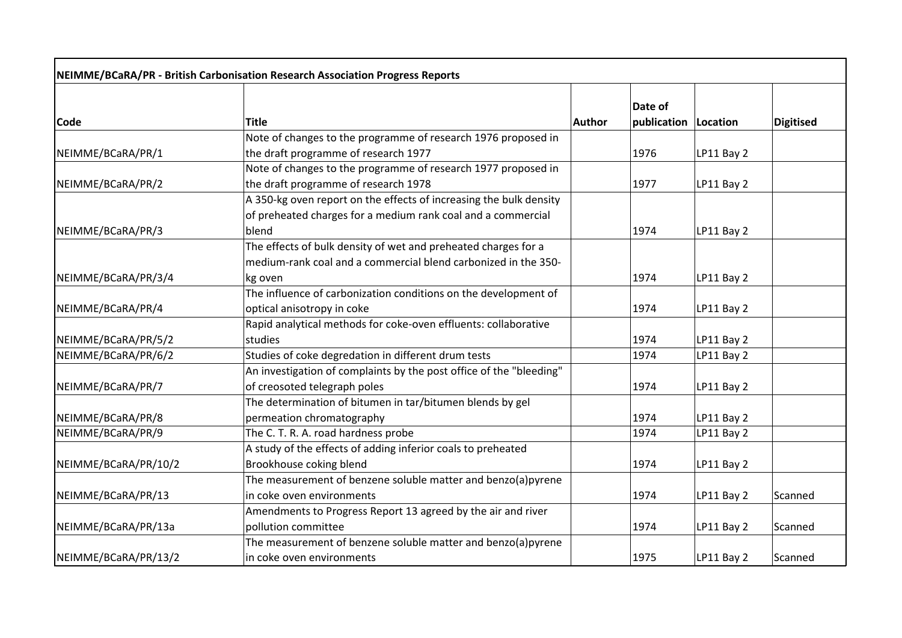| NEIMME/BCaRA/PR - British Carbonisation Research Association Progress Reports | | | | | |
|---|---|---|---|---|---|
| **Code** | **Title** | **Author** | **Date of publication** | **Location** | **Digitised** |
| NEIMME/BCaRA/PR/1 | Note of changes to the programme of research 1976 proposed in the draft programme of research 1977 | | 1976 | LP11 Bay 2 | |
| NEIMME/BCaRA/PR/2 | Note of changes to the programme of research 1977 proposed in the draft programme of research 1978 | | 1977 | LP11 Bay 2 | |
| NEIMME/BCaRA/PR/3 | A 350-kg oven report on the effects of increasing the bulk density of preheated charges for a medium rank coal and a commercial blend | | 1974 | LP11 Bay 2 | |
| NEIMME/BCaRA/PR/3/4 | The effects of bulk density of wet and preheated charges for a medium-rank coal and a commercial blend carbonized in the 350-kg oven | | 1974 | LP11 Bay 2 | |
| NEIMME/BCaRA/PR/4 | The influence of carbonization conditions on the development of optical anisotropy in coke | | 1974 | LP11 Bay 2 | |
| NEIMME/BCaRA/PR/5/2 | Rapid analytical methods for coke-oven effluents: collaborative studies | | 1974 | LP11 Bay 2 | |
| NEIMME/BCaRA/PR/6/2 | Studies of coke degredation in different drum tests | | 1974 | LP11 Bay 2 | |
| NEIMME/BCaRA/PR/7 | An investigation of complaints by the post office of the "bleeding" of creosoted telegraph poles | | 1974 | LP11 Bay 2 | |
| NEIMME/BCaRA/PR/8 | The determination of bitumen in tar/bitumen blends by gel permeation chromatography | | 1974 | LP11 Bay 2 | |
| NEIMME/BCaRA/PR/9 | The C. T. R. A. road hardness probe | | 1974 | LP11 Bay 2 | |
| NEIMME/BCaRA/PR/10/2 | A study of the effects of adding inferior coals to preheated Brookhouse coking blend | | 1974 | LP11 Bay 2 | |
| NEIMME/BCaRA/PR/13 | The measurement of benzene soluble matter and benzo(a)pyrene in coke oven environments | | 1974 | LP11 Bay 2 | Scanned |
| NEIMME/BCaRA/PR/13a | Amendments to Progress Report 13 agreed by the air and river pollution committee | | 1974 | LP11 Bay 2 | Scanned |
| NEIMME/BCaRA/PR/13/2 | The measurement of benzene soluble matter and benzo(a)pyrene in coke oven environments | | 1975 | LP11 Bay 2 | Scanned |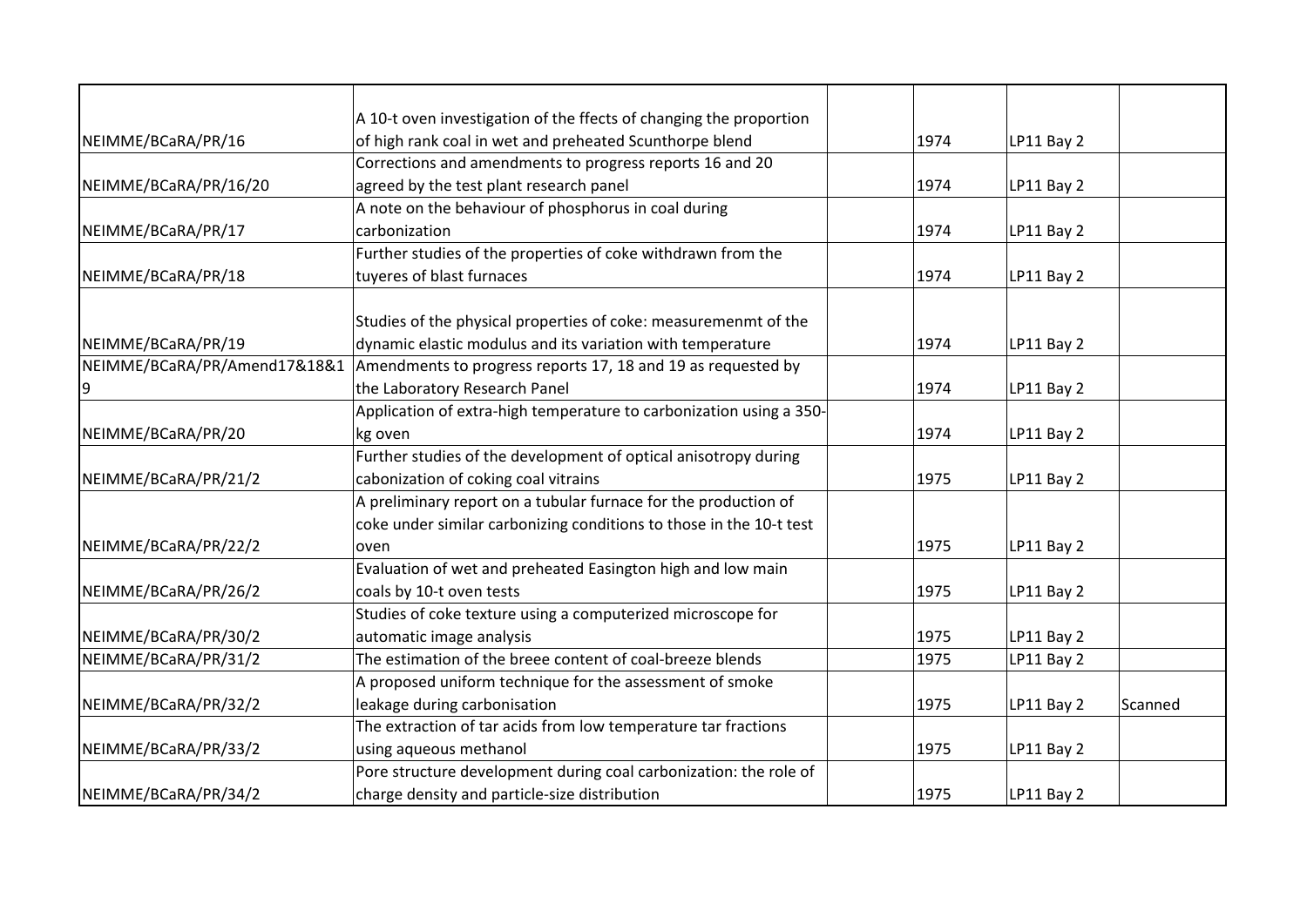| | | | | | |
|---|---|---|---|---|---|
| NEIMME/BCaRA/PR/16 | A 10-t oven investigation of the ffects of changing the proportion of high rank coal in wet and preheated Scunthorpe blend | | 1974 | LP11 Bay 2 | |
| NEIMME/BCaRA/PR/16/20 | Corrections and amendments to progress reports 16 and 20 agreed by the test plant research panel | | 1974 | LP11 Bay 2 | |
| NEIMME/BCaRA/PR/17 | A note on the behaviour of phosphorus in coal during carbonization | | 1974 | LP11 Bay 2 | |
| NEIMME/BCaRA/PR/18 | Further studies of the properties of coke withdrawn from the tuyeres of blast furnaces | | 1974 | LP11 Bay 2 | |
| NEIMME/BCaRA/PR/19 | Studies of the physical properties of coke: measuremenmt of the dynamic elastic modulus and its variation with temperature | | 1974 | LP11 Bay 2 | |
| NEIMME/BCaRA/PR/Amend17&18&19 | Amendments to progress reports 17, 18 and 19 as requested by the Laboratory Research Panel | | 1974 | LP11 Bay 2 | |
| NEIMME/BCaRA/PR/20 | Application of extra-high temperature to carbonization using a 350-kg oven | | 1974 | LP11 Bay 2 | |
| NEIMME/BCaRA/PR/21/2 | Further studies of the development of optical anisotropy during cabonization of coking coal vitrains | | 1975 | LP11 Bay 2 | |
| NEIMME/BCaRA/PR/22/2 | A preliminary report on a tubular furnace for the production of coke under similar carbonizing conditions to those in the 10-t test oven | | 1975 | LP11 Bay 2 | |
| NEIMME/BCaRA/PR/26/2 | Evaluation of wet and preheated Easington high and low main coals by 10-t oven tests | | 1975 | LP11 Bay 2 | |
| NEIMME/BCaRA/PR/30/2 | Studies of coke texture using a computerized microscope for automatic image analysis | | 1975 | LP11 Bay 2 | |
| NEIMME/BCaRA/PR/31/2 | The estimation of the breee content of coal-breeze blends | | 1975 | LP11 Bay 2 | |
| NEIMME/BCaRA/PR/32/2 | A proposed uniform technique for the assessment of smoke leakage during carbonisation | | 1975 | LP11 Bay 2 | Scanned |
| NEIMME/BCaRA/PR/33/2 | The extraction of tar acids from low temperature tar fractions using aqueous methanol | | 1975 | LP11 Bay 2 | |
| NEIMME/BCaRA/PR/34/2 | Pore structure development during coal carbonization: the role of charge density and particle-size distribution | | 1975 | LP11 Bay 2 | |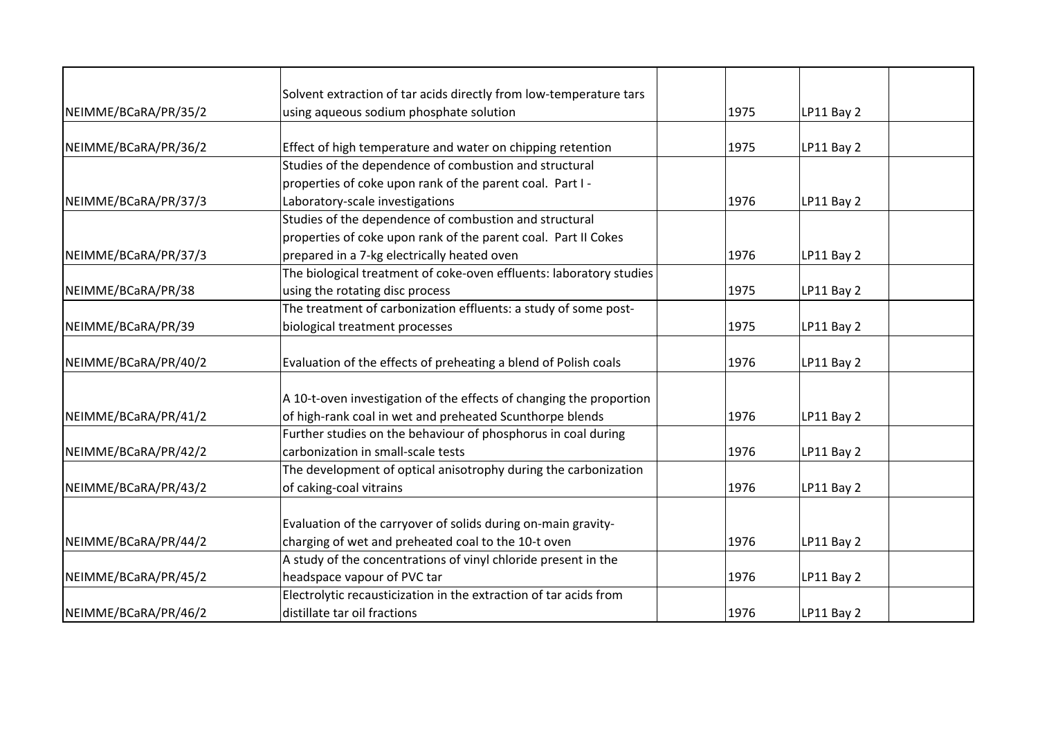| | | | | | |
|---|---|---|---|---|---|
| NEIMME/BCaRA/PR/35/2 | Solvent extraction of tar acids directly from low-temperature tars using aqueous sodium phosphate solution | | 1975 | LP11 Bay 2 | |
| NEIMME/BCaRA/PR/36/2 | Effect of high temperature and water on chipping retention | | 1975 | LP11 Bay 2 | |
| NEIMME/BCaRA/PR/37/3 | Studies of the dependence of combustion and structural properties of coke upon rank of the parent coal. Part I - Laboratory-scale investigations | | 1976 | LP11 Bay 2 | |
| NEIMME/BCaRA/PR/37/3 | Studies of the dependence of combustion and structural properties of coke upon rank of the parent coal. Part II Cokes prepared in a 7-kg electrically heated oven | | 1976 | LP11 Bay 2 | |
| NEIMME/BCaRA/PR/38 | The biological treatment of coke-oven effluents: laboratory studies using the rotating disc process | | 1975 | LP11 Bay 2 | |
| NEIMME/BCaRA/PR/39 | The treatment of carbonization effluents: a study of some post-biological treatment processes | | 1975 | LP11 Bay 2 | |
| NEIMME/BCaRA/PR/40/2 | Evaluation of the effects of preheating a blend of Polish coals | | 1976 | LP11 Bay 2 | |
| NEIMME/BCaRA/PR/41/2 | A 10-t-oven investigation of the effects of changing the proportion of high-rank coal in wet and preheated Scunthorpe blends | | 1976 | LP11 Bay 2 | |
| NEIMME/BCaRA/PR/42/2 | Further studies on the behaviour of phosphorus in coal during carbonization in small-scale tests | | 1976 | LP11 Bay 2 | |
| NEIMME/BCaRA/PR/43/2 | The development of optical anisotrophy during the carbonization of caking-coal vitrains | | 1976 | LP11 Bay 2 | |
| NEIMME/BCaRA/PR/44/2 | Evaluation of the carryover of solids during on-main gravity-charging of wet and preheated coal to the 10-t oven | | 1976 | LP11 Bay 2 | |
| NEIMME/BCaRA/PR/45/2 | A study of the concentrations of vinyl chloride present in the headspace vapour of PVC tar | | 1976 | LP11 Bay 2 | |
| NEIMME/BCaRA/PR/46/2 | Electrolytic recausticization in the extraction of tar acids from distillate tar oil fractions | | 1976 | LP11 Bay 2 | |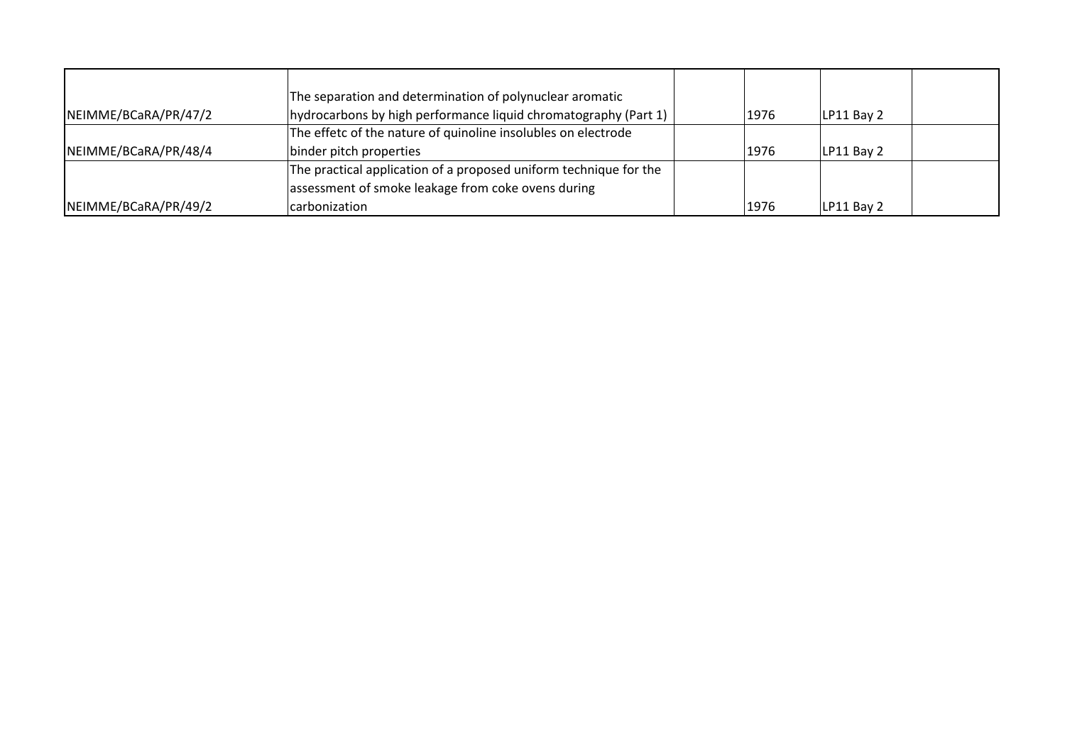| | | | | | |
|---|---|---|---|---|---|
| NEIMME/BCaRA/PR/47/2 | The separation and determination of polynuclear aromatic hydrocarbons by high performance liquid chromatography (Part 1) | | 1976 | LP11 Bay 2 | |
| NEIMME/BCaRA/PR/48/4 | The effetc of the nature of quinoline insolubles on electrode binder pitch properties | | 1976 | LP11 Bay 2 | |
| NEIMME/BCaRA/PR/49/2 | The practical application of a proposed uniform technique for the assessment of smoke leakage from coke ovens during carbonization | | 1976 | LP11 Bay 2 | |